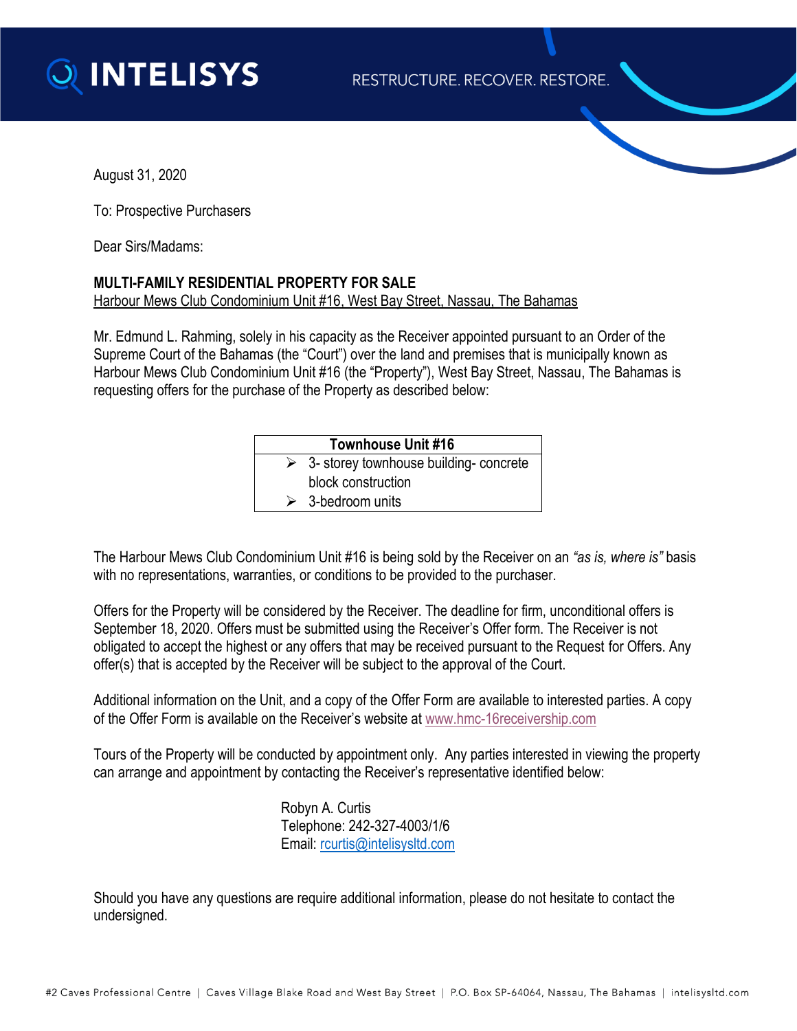INTELISYS

RESTRUCTURE. RECOVER. RESTORE.

August 31, 2020

To: Prospective Purchasers

Dear Sirs/Madams:

**MULTI-FAMILY RESIDENTIAL PROPERTY FOR SALE**
Harbour Mews Club Condominium Unit #16, West Bay Street, Nassau, The Bahamas

Mr. Edmund L. Rahming, solely in his capacity as the Receiver appointed pursuant to an Order of the Supreme Court of the Bahamas (the "Court") over the land and premises that is municipally known as Harbour Mews Club Condominium Unit #16 (the "Property"), West Bay Street, Nassau, The Bahamas is requesting offers for the purchase of the Property as described below:

| Townhouse Unit #16 |
| --- |
| ➢ 3- storey townhouse building- concrete block construction<br>➢ 3-bedroom units |

The Harbour Mews Club Condominium Unit #16 is being sold by the Receiver on an *"as is, where is"* basis with no representations, warranties, or conditions to be provided to the purchaser.

Offers for the Property will be considered by the Receiver. The deadline for firm, unconditional offers is September 18, 2020. Offers must be submitted using the Receiver's Offer form. The Receiver is not obligated to accept the highest or any offers that may be received pursuant to the Request for Offers. Any offer(s) that is accepted by the Receiver will be subject to the approval of the Court.

Additional information on the Unit, and a copy of the Offer Form are available to interested parties. A copy of the Offer Form is available on the Receiver's website at www.hmc-16receivership.com

Tours of the Property will be conducted by appointment only. Any parties interested in viewing the property can arrange and appointment by contacting the Receiver's representative identified below:

Robyn A. Curtis
Telephone: 242-327-4003/1/6
Email: rcurtis@intelisysltd.com

Should you have any questions are require additional information, please do not hesitate to contact the undersigned.

#2 Caves Professional Centre | Caves Village Blake Road and West Bay Street | P.O. Box SP-64064, Nassau, The Bahamas | intelisysltd.com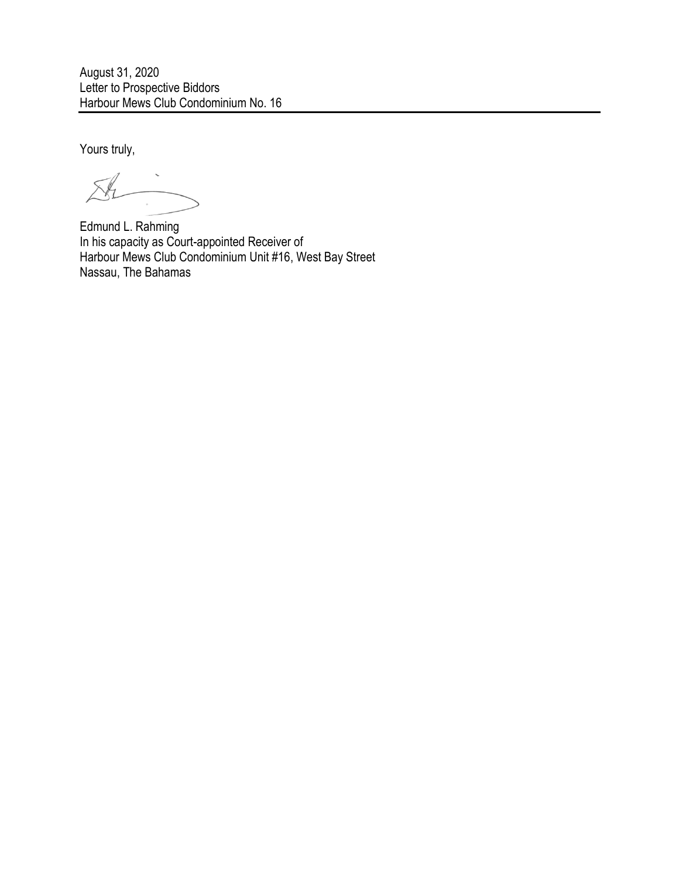Yours truly,

Edmund L. Rahming
In his capacity as Court-appointed Receiver of
Harbour Mews Club Condominium Unit #16, West Bay Street
Nassau, The Bahamas